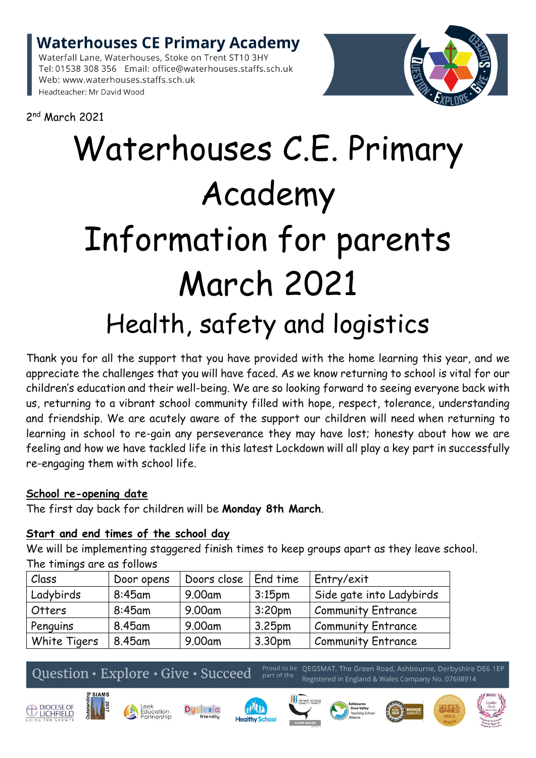**Waterhouses CE Primary Academy**

Waterfall Lane, Waterhouses, Stoke on Trent ST10 3HY
Tel: 01538 308 356 Email: office@waterhouses.staffs.sch.uk
Web: www.waterhouses.staffs.sch.uk
Headteacher: Mr David Wood

2nd March 2021

# Waterhouses C.E. Primary Academy Information for parents March 2021

## Health, safety and logistics

Thank you for all the support that you have provided with the home learning this year, and we appreciate the challenges that you will have faced. As we know returning to school is vital for our children's education and their well-being. We are so looking forward to seeing everyone back with us, returning to a vibrant school community filled with hope, respect, tolerance, understanding and friendship. We are acutely aware of the support our children will need when returning to learning in school to re-gain any perseverance they may have lost; honesty about how we are feeling and how we have tackled life in this latest Lockdown will all play a key part in successfully re-engaging them with school life.

**School re-opening date**

The first day back for children will be **Monday 8th March**.

**Start and end times of the school day**

We will be implementing staggered finish times to keep groups apart as they leave school. The timings are as follows

| Class | Door opens | Doors close | End time | Entry/exit |
|---|---|---|---|---|
| Ladybirds | 8:45am | 9.00am | 3:15pm | Side gate into Ladybirds |
| Otters | 8:45am | 9.00am | 3:20pm | Community Entrance |
| Penguins | 8.45am | 9.00am | 3.25pm | Community Entrance |
| White Tigers | 8.45am | 9.00am | 3.30pm | Community Entrance |

Question • Explore • Give • Succeed

Proud to be part of the QEGSMAT, The Green Road, Ashbourne, Derbyshire DE6 1EP
Registered in England & Wales Company No. 07698914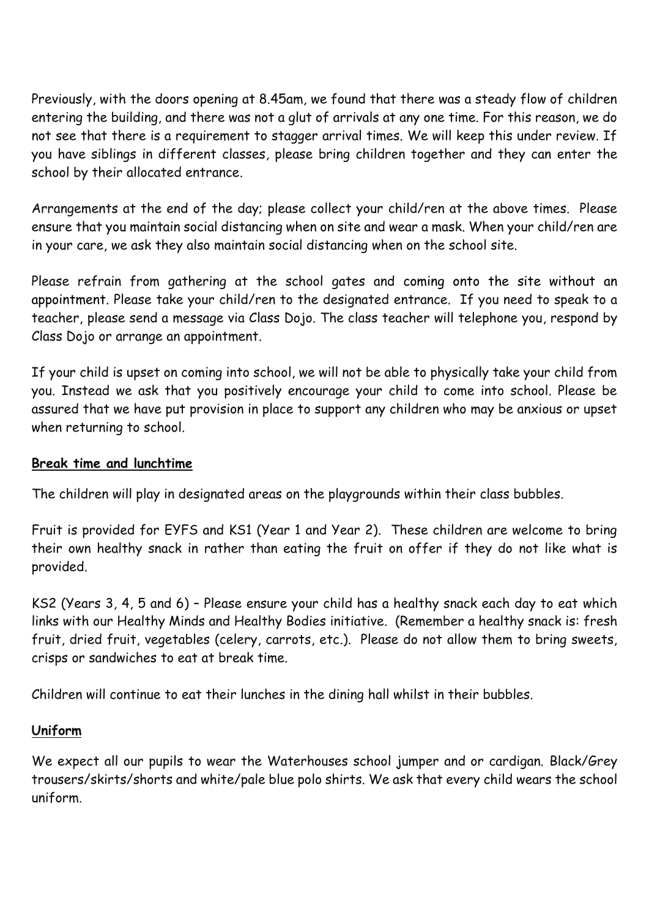Previously, with the doors opening at 8.45am, we found that there was a steady flow of children entering the building, and there was not a glut of arrivals at any one time. For this reason, we do not see that there is a requirement to stagger arrival times. We will keep this under review. If you have siblings in different classes, please bring children together and they can enter the school by their allocated entrance.

Arrangements at the end of the day; please collect your child/ren at the above times. Please ensure that you maintain social distancing when on site and wear a mask. When your child/ren are in your care, we ask they also maintain social distancing when on the school site.

Please refrain from gathering at the school gates and coming onto the site without an appointment. Please take your child/ren to the designated entrance. If you need to speak to a teacher, please send a message via Class Dojo. The class teacher will telephone you, respond by Class Dojo or arrange an appointment.

If your child is upset on coming into school, we will not be able to physically take your child from you. Instead we ask that you positively encourage your child to come into school. Please be assured that we have put provision in place to support any children who may be anxious or upset when returning to school.

**Break time and lunchtime**

The children will play in designated areas on the playgrounds within their class bubbles.

Fruit is provided for EYFS and KS1 (Year 1 and Year 2). These children are welcome to bring their own healthy snack in rather than eating the fruit on offer if they do not like what is provided.

KS2 (Years 3, 4, 5 and 6) – Please ensure your child has a healthy snack each day to eat which links with our Healthy Minds and Healthy Bodies initiative. (Remember a healthy snack is: fresh fruit, dried fruit, vegetables (celery, carrots, etc.). Please do not allow them to bring sweets, crisps or sandwiches to eat at break time.

Children will continue to eat their lunches in the dining hall whilst in their bubbles.

**Uniform**

We expect all our pupils to wear the Waterhouses school jumper and or cardigan. Black/Grey trousers/skirts/shorts and white/pale blue polo shirts. We ask that every child wears the school uniform.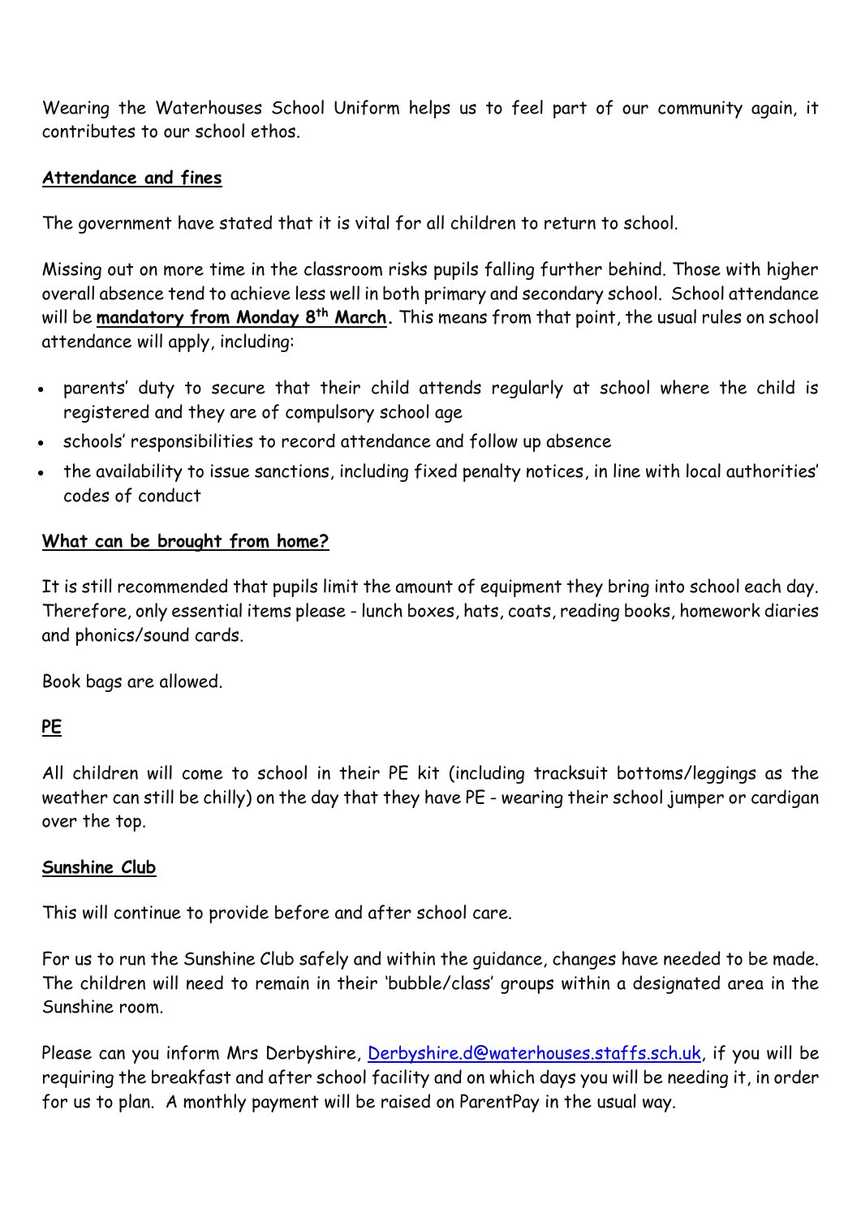Wearing the Waterhouses School Uniform helps us to feel part of our community again, it contributes to our school ethos.

## Attendance and fines

The government have stated that it is vital for all children to return to school.

Missing out on more time in the classroom risks pupils falling further behind. Those with higher overall absence tend to achieve less well in both primary and secondary school. School attendance will be **mandatory from Monday 8th March.** This means from that point, the usual rules on school attendance will apply, including:

- parents' duty to secure that their child attends regularly at school where the child is registered and they are of compulsory school age
- schools' responsibilities to record attendance and follow up absence
- the availability to issue sanctions, including fixed penalty notices, in line with local authorities' codes of conduct

## What can be brought from home?

It is still recommended that pupils limit the amount of equipment they bring into school each day. Therefore, only essential items please - lunch boxes, hats, coats, reading books, homework diaries and phonics/sound cards.

Book bags are allowed.

## PE

All children will come to school in their PE kit (including tracksuit bottoms/leggings as the weather can still be chilly) on the day that they have PE - wearing their school jumper or cardigan over the top.

## Sunshine Club

This will continue to provide before and after school care.

For us to run the Sunshine Club safely and within the guidance, changes have needed to be made. The children will need to remain in their 'bubble/class' groups within a designated area in the Sunshine room.

Please can you inform Mrs Derbyshire, Derbyshire.d@waterhouses.staffs.sch.uk, if you will be requiring the breakfast and after school facility and on which days you will be needing it, in order for us to plan. A monthly payment will be raised on ParentPay in the usual way.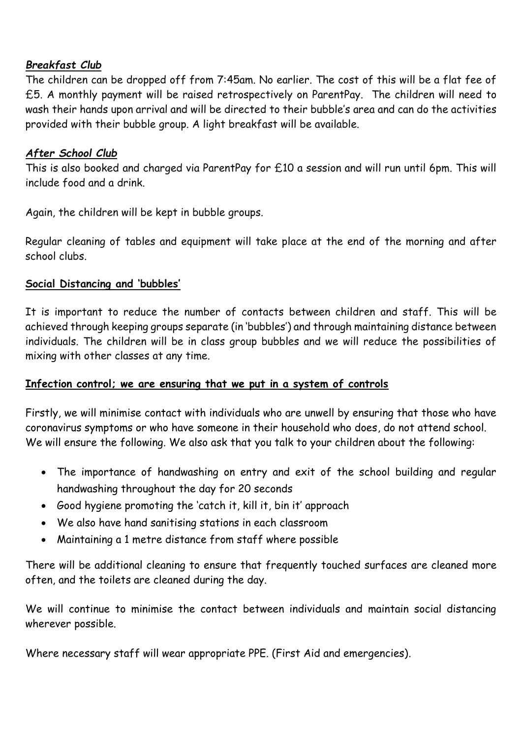***Breakfast Club***

The children can be dropped off from 7:45am. No earlier. The cost of this will be a flat fee of £5. A monthly payment will be raised retrospectively on ParentPay. The children will need to wash their hands upon arrival and will be directed to their bubble's area and can do the activities provided with their bubble group. A light breakfast will be available.

***After School Club***

This is also booked and charged via ParentPay for £10 a session and will run until 6pm. This will include food and a drink.

Again, the children will be kept in bubble groups.

Regular cleaning of tables and equipment will take place at the end of the morning and after school clubs.

**Social Distancing and 'bubbles'**

It is important to reduce the number of contacts between children and staff. This will be achieved through keeping groups separate (in 'bubbles') and through maintaining distance between individuals. The children will be in class group bubbles and we will reduce the possibilities of mixing with other classes at any time.

**Infection control; we are ensuring that we put in a system of controls**

Firstly, we will minimise contact with individuals who are unwell by ensuring that those who have coronavirus symptoms or who have someone in their household who does, do not attend school. We will ensure the following. We also ask that you talk to your children about the following:

- The importance of handwashing on entry and exit of the school building and regular handwashing throughout the day for 20 seconds
- Good hygiene promoting the 'catch it, kill it, bin it' approach
- We also have hand sanitising stations in each classroom
- Maintaining a 1 metre distance from staff where possible

There will be additional cleaning to ensure that frequently touched surfaces are cleaned more often, and the toilets are cleaned during the day.

We will continue to minimise the contact between individuals and maintain social distancing wherever possible.

Where necessary staff will wear appropriate PPE. (First Aid and emergencies).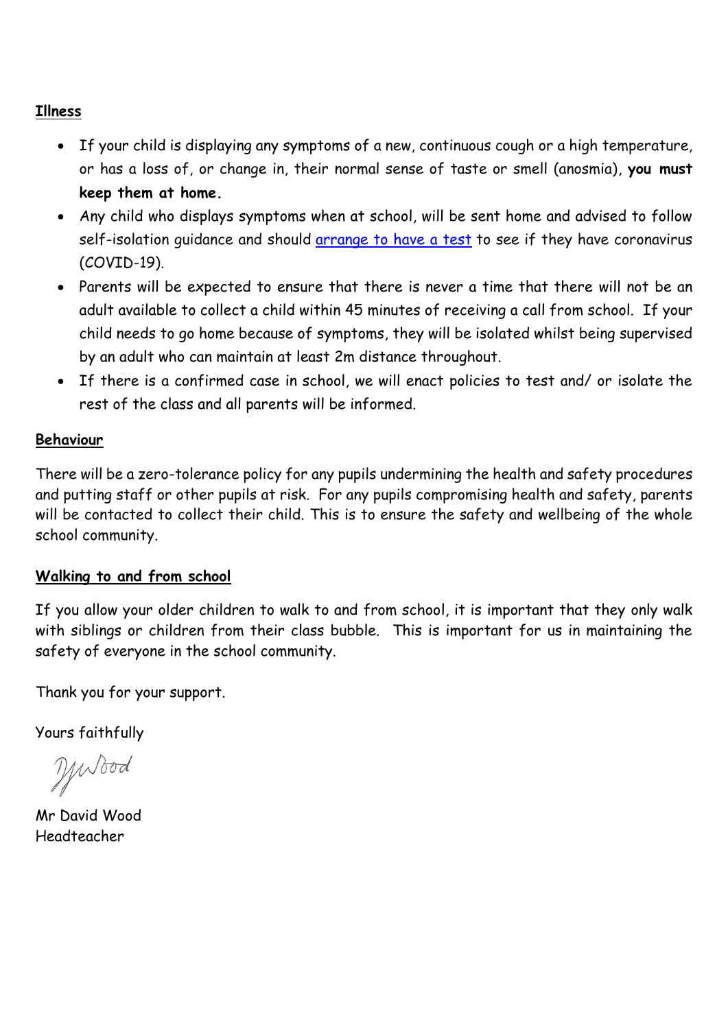**Illness**

- If your child is displaying any symptoms of a new, continuous cough or a high temperature, or has a loss of, or change in, their normal sense of taste or smell (anosmia), **you must keep them at home.**
- Any child who displays symptoms when at school, will be sent home and advised to follow self-isolation guidance and should [arrange to have a test] to see if they have coronavirus (COVID-19).
- Parents will be expected to ensure that there is never a time that there will not be an adult available to collect a child within 45 minutes of receiving a call from school. If your child needs to go home because of symptoms, they will be isolated whilst being supervised by an adult who can maintain at least 2m distance throughout.
- If there is a confirmed case in school, we will enact policies to test and/ or isolate the rest of the class and all parents will be informed.

**Behaviour**

There will be a zero-tolerance policy for any pupils undermining the health and safety procedures and putting staff or other pupils at risk. For any pupils compromising health and safety, parents will be contacted to collect their child. This is to ensure the safety and wellbeing of the whole school community.

**Walking to and from school**

If you allow your older children to walk to and from school, it is important that they only walk with siblings or children from their class bubble. This is important for us in maintaining the safety of everyone in the school community.

Thank you for your support.

Yours faithfully

Mr David Wood
Headteacher